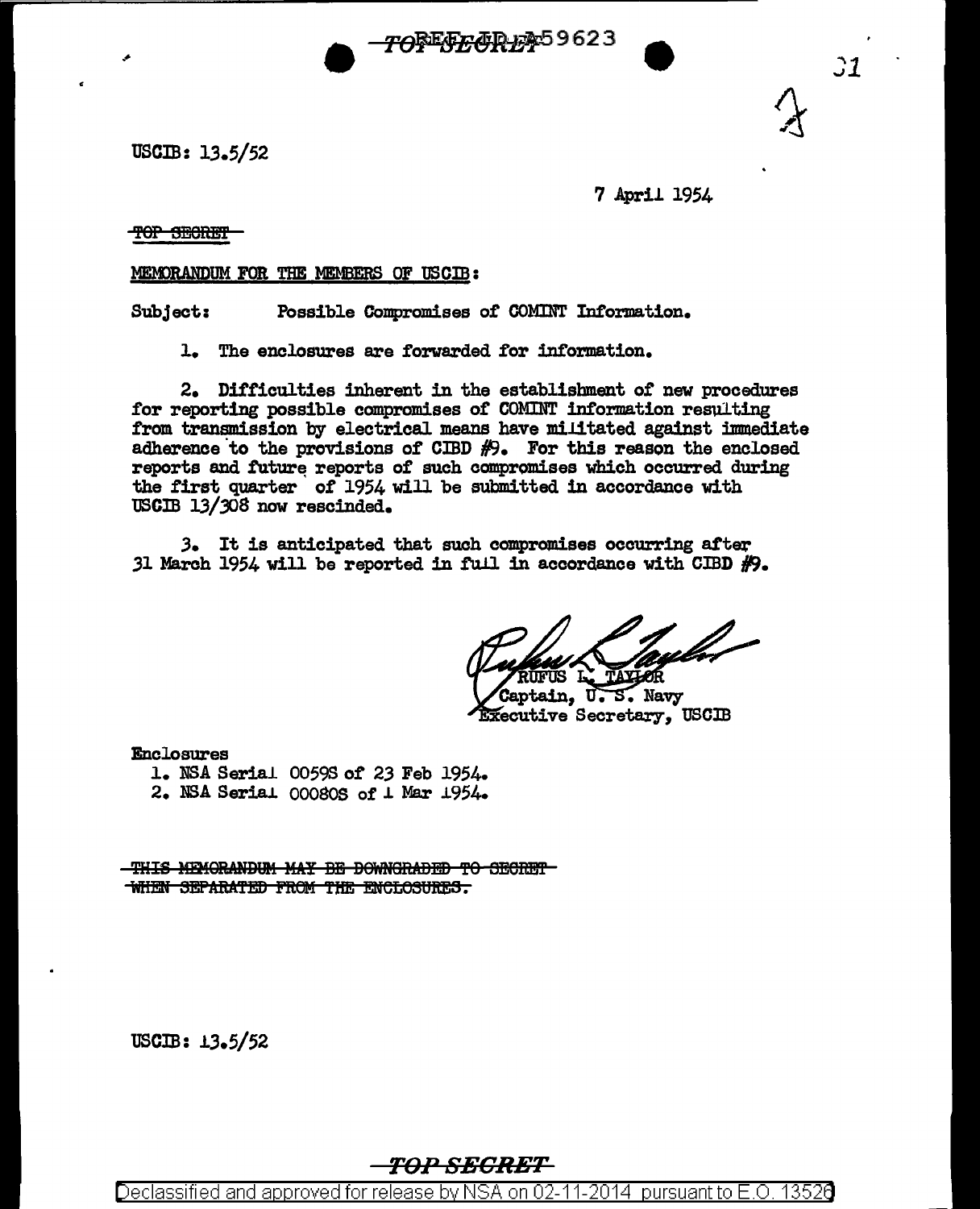USCIB: 13.5/52

7 April 1954

~~TOP SECRET~~

MEMORANDUM FOR THE MEMBERS OF USCIB:

Subject: Possible Compromises of COMINT Information.

1. The enclosures are forwarded for information.

2. Difficulties inherent in the establishment of new procedures for reporting possible compromises of COMINT information resulting from transmission by electrical means have militated against immediate adherence to the provisions of CIBD #9. For this reason the enclosed reports and future reports of such compromises which occurred during the first quarter of 1954 will be submitted in accordance with USCIB 13/308 now rescinded.

3. It is anticipated that such compromises occurring after 31 March 1954 will be reported in full in accordance with CIBD #9.

RUFUS L. TAYLOR
Captain, U. S. Navy
Executive Secretary, USCIB

Enclosures
1. NSA Serial 0059S of 23 Feb 1954.
2. NSA Serial 00080S of 1 Mar 1954.

~~THIS MEMORANDUM MAY BE DOWNGRADED TO SECRET WHEN SEPARATED FROM THE ENCLOSURES.~~

USCIB: 13.5/52

Declassified and approved for release by NSA on 02-11-2014 pursuant to E.O. 13526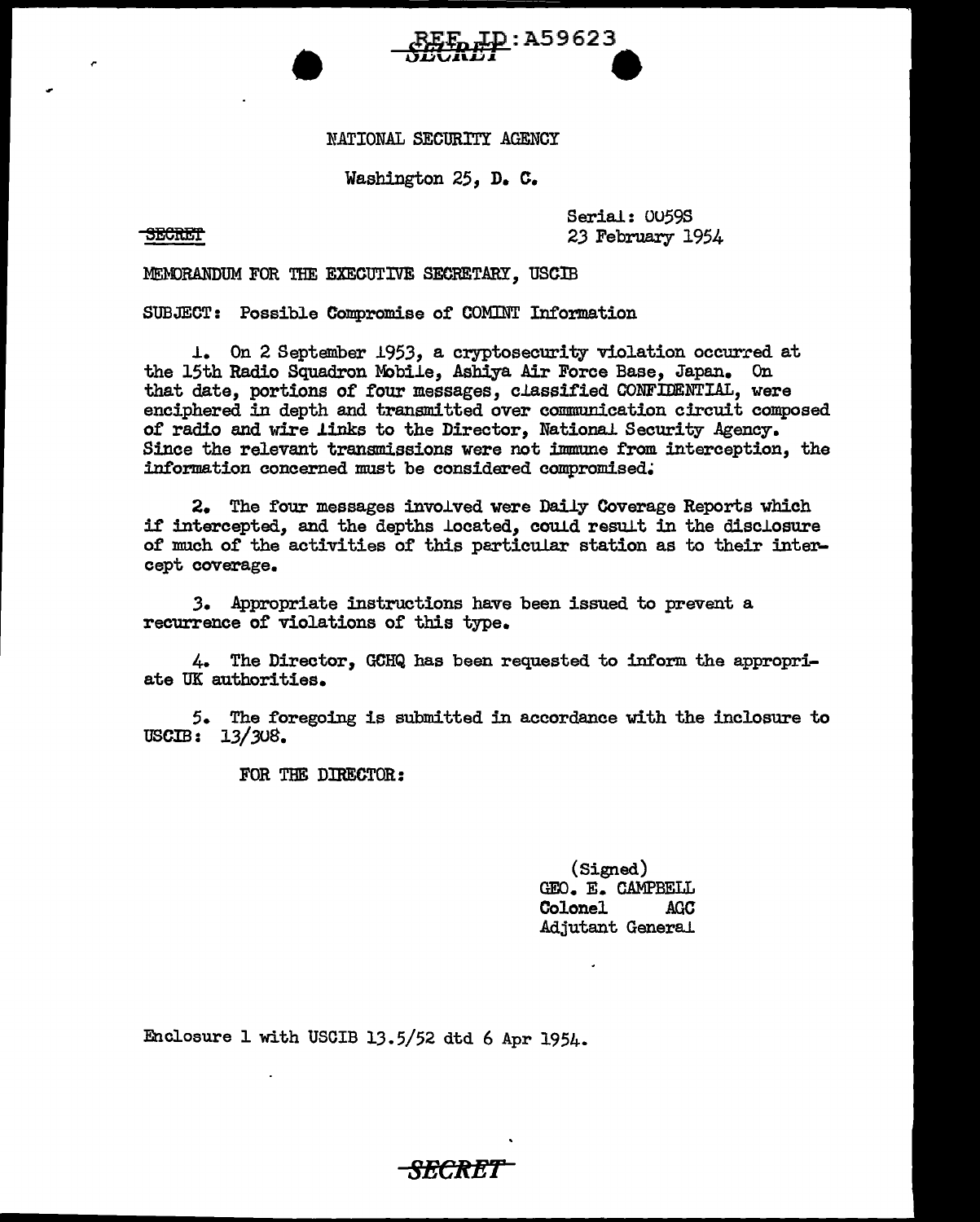REF ID:A59623

SECRET

NATIONAL SECURITY AGENCY

Washington 25, D. C.

SECRET

Serial: 0059S
23 February 1954

MEMORANDUM FOR THE EXECUTIVE SECRETARY, USCIB

SUBJECT: Possible Compromise of COMINT Information

1. On 2 September 1953, a cryptosecurity violation occurred at the 15th Radio Squadron Mobile, Ashiya Air Force Base, Japan. On that date, portions of four messages, classified CONFIDENTIAL, were enciphered in depth and transmitted over communication circuit composed of radio and wire links to the Director, National Security Agency. Since the relevant transmissions were not immune from interception, the information concerned must be considered compromised.

2. The four messages involved were Daily Coverage Reports which if intercepted, and the depths located, could result in the disclosure of much of the activities of this particular station as to their intercept coverage.

3. Appropriate instructions have been issued to prevent a recurrence of violations of this type.

4. The Director, GCHQ has been requested to inform the appropriate UK authorities.

5. The foregoing is submitted in accordance with the inclosure to USCIB: 13/308.

FOR THE DIRECTOR:

(Signed)
GEO. E. CAMPBELL
Colonel AGC
Adjutant General

Enclosure 1 with USCIB 13.5/52 dtd 6 Apr 1954.

SECRET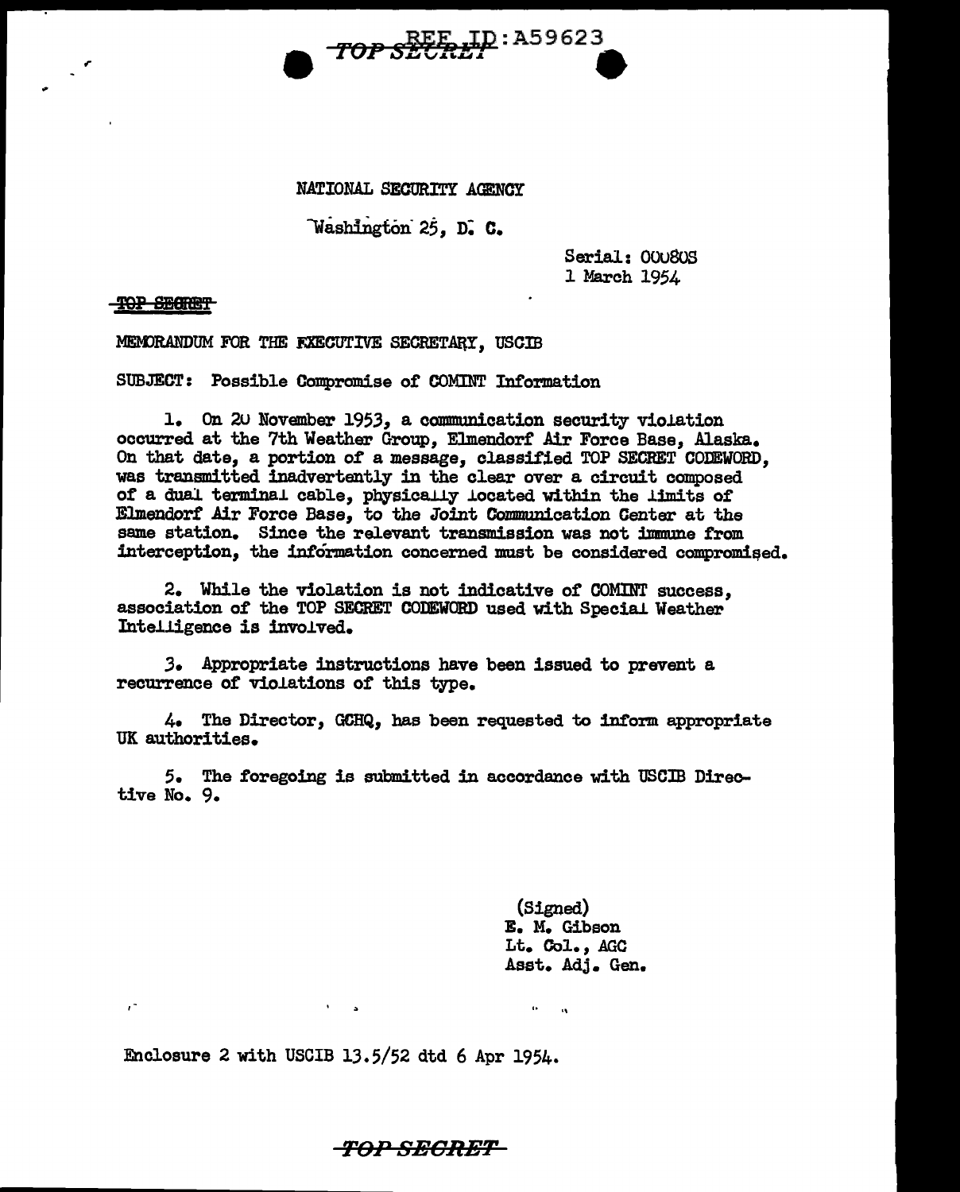TOP SECRET REF ID:A59623

NATIONAL SECURITY AGENCY

Washington 25, D. C.

Serial: 00080S
1 March 1954

~~TOP SECRET~~

MEMORANDUM FOR THE EXECUTIVE SECRETARY, USCIB

SUBJECT: Possible Compromise of COMINT Information

1. On 20 November 1953, a communication security violation occurred at the 7th Weather Group, Elmendorf Air Force Base, Alaska. On that date, a portion of a message, classified TOP SECRET CODEWORD, was transmitted inadvertently in the clear over a circuit composed of a dual terminal cable, physically located within the limits of Elmendorf Air Force Base, to the Joint Communication Center at the same station. Since the relevant transmission was not immune from interception, the information concerned must be considered compromised.

2. While the violation is not indicative of COMINT success, association of the TOP SECRET CODEWORD used with Special Weather Intelligence is involved.

3. Appropriate instructions have been issued to prevent a recurrence of violations of this type.

4. The Director, GCHQ, has been requested to inform appropriate UK authorities.

5. The foregoing is submitted in accordance with USCIB Directive No. 9.

(Signed)
E. M. Gibson
Lt. Col., AGC
Asst. Adj. Gen.

Enclosure 2 with USCIB 13.5/52 dtd 6 Apr 1954.

TOP SECRET